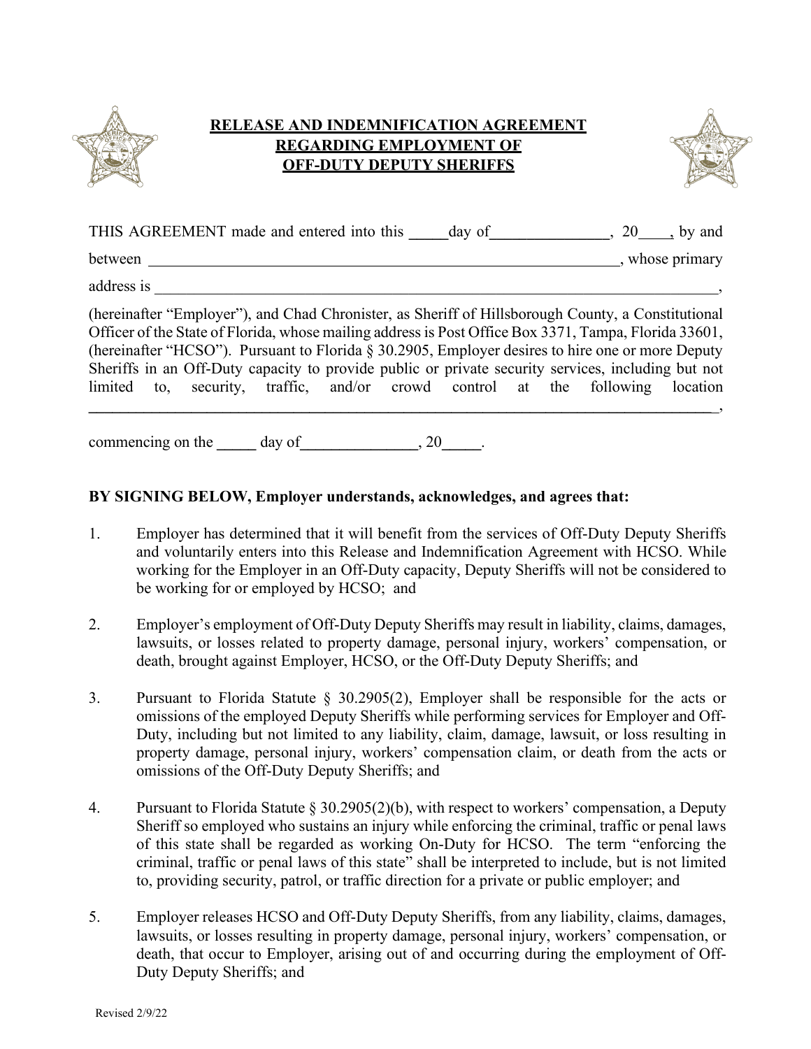# RELEASE AND INDEMNIFICATION AGREEMENT REGARDING EMPLOYMENT OF OFF-DUTY DEPUTY SHERIFFS

THIS AGREEMENT made and entered into this _____day of________________, 20____, by and between _________________________________________________________________, whose primary address is ______________________________________________________________________________,

(hereinafter "Employer"), and Chad Chronister, as Sheriff of Hillsborough County, a Constitutional Officer of the State of Florida, whose mailing address is Post Office Box 3371, Tampa, Florida 33601, (hereinafter "HCSO"). Pursuant to Florida § 30.2905, Employer desires to hire one or more Deputy Sheriffs in an Off-Duty capacity to provide public or private security services, including but not limited to, security, traffic, and/or crowd control at the following location ______________________________________________________________________________________,

commencing on the _____ day of_______________, 20_____.

**BY SIGNING BELOW, Employer understands, acknowledges, and agrees that:**

1. Employer has determined that it will benefit from the services of Off-Duty Deputy Sheriffs and voluntarily enters into this Release and Indemnification Agreement with HCSO. While working for the Employer in an Off-Duty capacity, Deputy Sheriffs will not be considered to be working for or employed by HCSO; and

2. Employer's employment of Off-Duty Deputy Sheriffs may result in liability, claims, damages, lawsuits, or losses related to property damage, personal injury, workers' compensation, or death, brought against Employer, HCSO, or the Off-Duty Deputy Sheriffs; and

3. Pursuant to Florida Statute § 30.2905(2), Employer shall be responsible for the acts or omissions of the employed Deputy Sheriffs while performing services for Employer and Off-Duty, including but not limited to any liability, claim, damage, lawsuit, or loss resulting in property damage, personal injury, workers' compensation claim, or death from the acts or omissions of the Off-Duty Deputy Sheriffs; and

4. Pursuant to Florida Statute § 30.2905(2)(b), with respect to workers' compensation, a Deputy Sheriff so employed who sustains an injury while enforcing the criminal, traffic or penal laws of this state shall be regarded as working On-Duty for HCSO. The term "enforcing the criminal, traffic or penal laws of this state" shall be interpreted to include, but is not limited to, providing security, patrol, or traffic direction for a private or public employer; and

5. Employer releases HCSO and Off-Duty Deputy Sheriffs, from any liability, claims, damages, lawsuits, or losses resulting in property damage, personal injury, workers' compensation, or death, that occur to Employer, arising out of and occurring during the employment of Off-Duty Deputy Sheriffs; and

Revised 2/9/22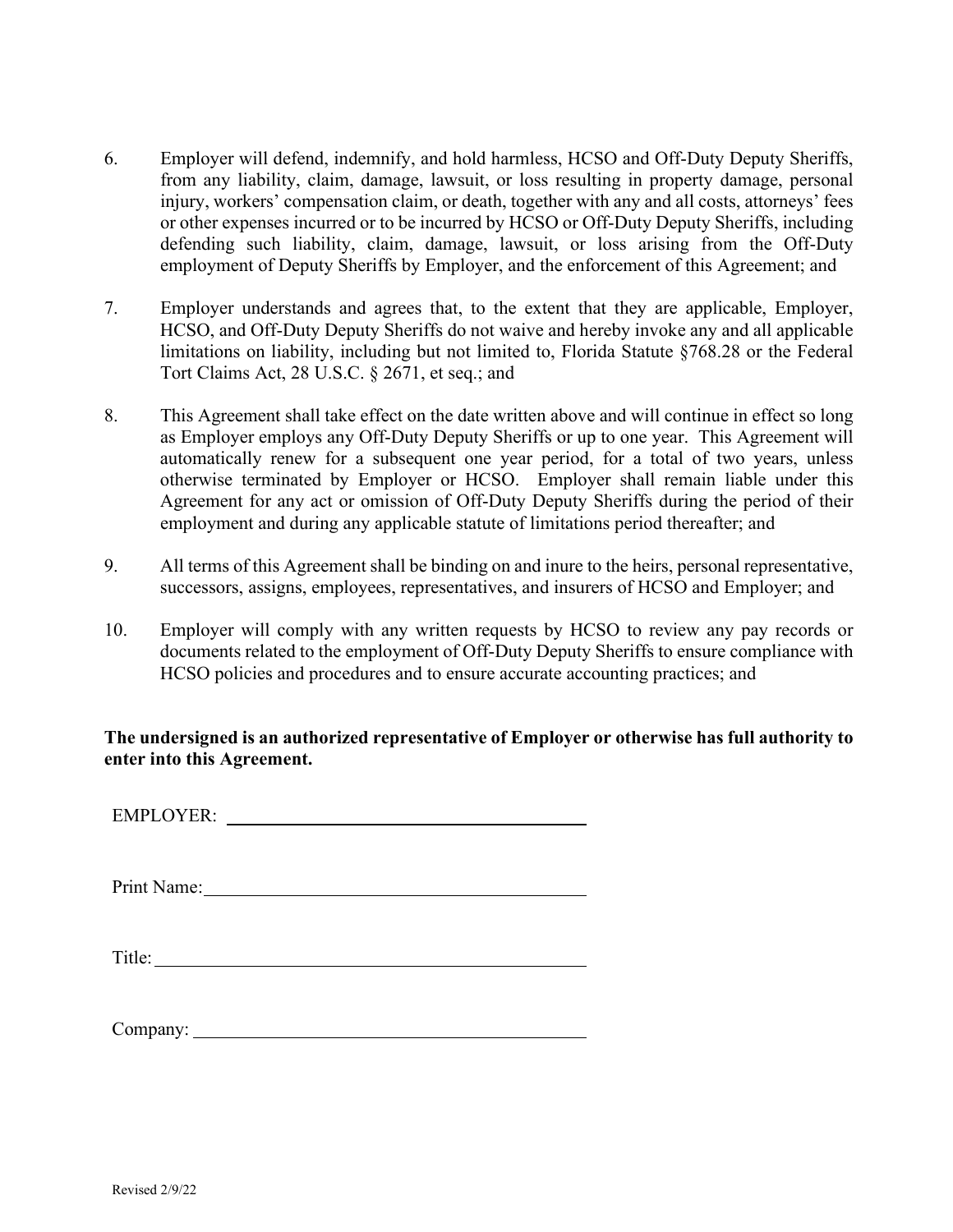6. Employer will defend, indemnify, and hold harmless, HCSO and Off-Duty Deputy Sheriffs, from any liability, claim, damage, lawsuit, or loss resulting in property damage, personal injury, workers' compensation claim, or death, together with any and all costs, attorneys' fees or other expenses incurred or to be incurred by HCSO or Off-Duty Deputy Sheriffs, including defending such liability, claim, damage, lawsuit, or loss arising from the Off-Duty employment of Deputy Sheriffs by Employer, and the enforcement of this Agreement; and

7. Employer understands and agrees that, to the extent that they are applicable, Employer, HCSO, and Off-Duty Deputy Sheriffs do not waive and hereby invoke any and all applicable limitations on liability, including but not limited to, Florida Statute §768.28 or the Federal Tort Claims Act, 28 U.S.C. § 2671, et seq.; and

8. This Agreement shall take effect on the date written above and will continue in effect so long as Employer employs any Off-Duty Deputy Sheriffs or up to one year. This Agreement will automatically renew for a subsequent one year period, for a total of two years, unless otherwise terminated by Employer or HCSO. Employer shall remain liable under this Agreement for any act or omission of Off-Duty Deputy Sheriffs during the period of their employment and during any applicable statute of limitations period thereafter; and

9. All terms of this Agreement shall be binding on and inure to the heirs, personal representative, successors, assigns, employees, representatives, and insurers of HCSO and Employer; and

10. Employer will comply with any written requests by HCSO to review any pay records or documents related to the employment of Off-Duty Deputy Sheriffs to ensure compliance with HCSO policies and procedures and to ensure accurate accounting practices; and

**The undersigned is an authorized representative of Employer or otherwise has full authority to enter into this Agreement.**

EMPLOYER: ________________________________

Print Name: ________________________________

Title: ________________________________

Company: ________________________________

Revised 2/9/22